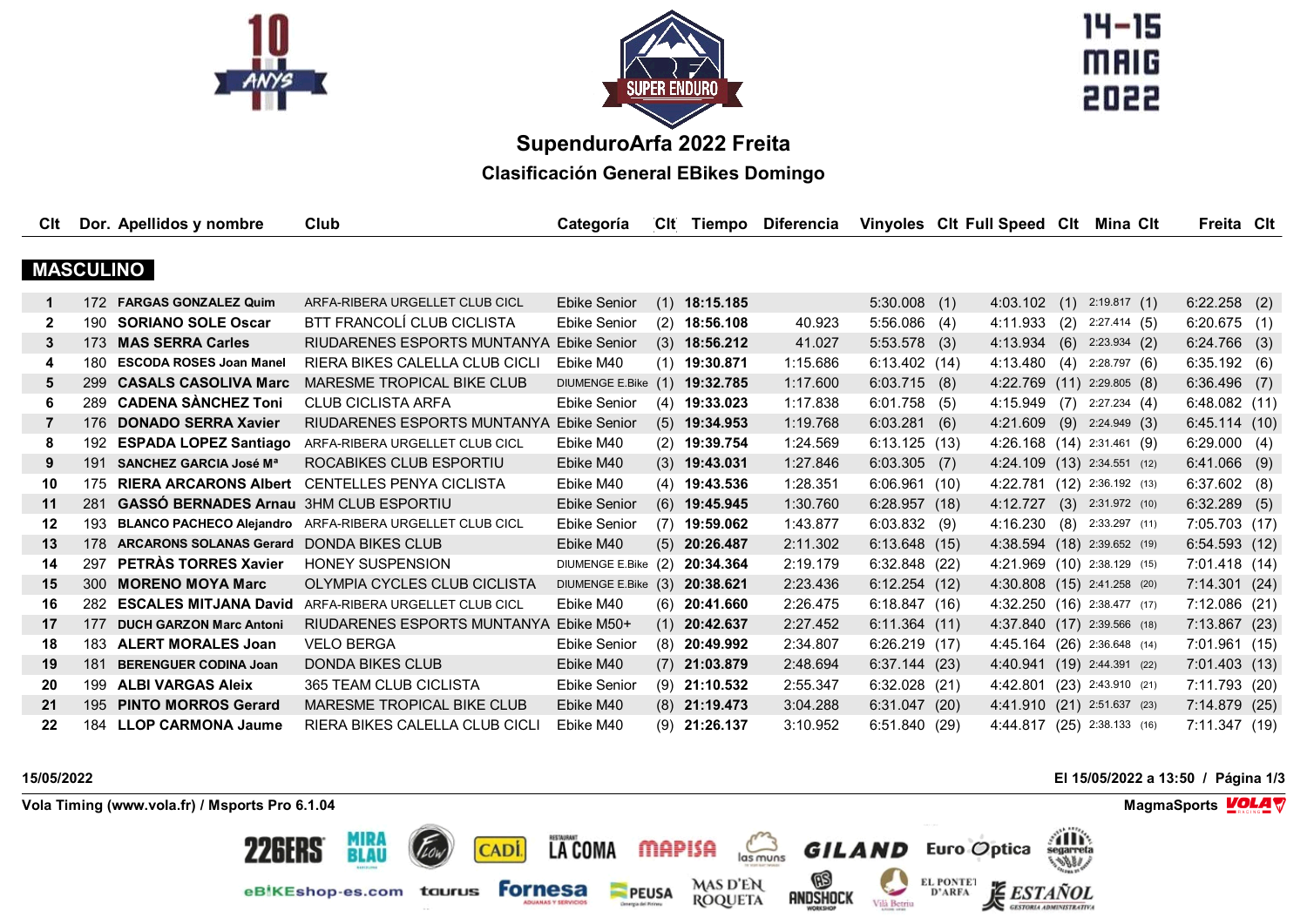# SupenduroArfa 2022 Freita

## Clasificación General EBikes Domingo

14-15 MAIG 2022

### MASCULINO

| Clt | Dor. | Apellidos y nombre | Club | Categoría | Clt | Tiempo | Diferencia | Vinyoles | Clt | Full Speed | Clt | Mina | Clt | Freita | Clt |
|---|---|---|---|---|---|---|---|---|---|---|---|---|---|---|---|
| 1 | 172 | **FARGAS GONZALEZ Quim** | ARFA-RIBERA URGELLET CLUB CICL | Ebike Senior | (1) | **18:15.185** | | 5:30.008 | (1) | 4:03.102 | (1) | 2:19.817 | (1) | 6:22.258 | (2) |
| 2 | 190 | **SORIANO SOLE Oscar** | BTT FRANCOLÍ CLUB CICLISTA | Ebike Senior | (2) | **18:56.108** | 40.923 | 5:56.086 | (4) | 4:11.933 | (2) | 2:27.414 | (5) | 6:20.675 | (1) |
| 3 | 173 | **MAS SERRA Carles** | RIUDARENES ESPORTS MUNTANYA | Ebike Senior | (3) | **18:56.212** | 41.027 | 5:53.578 | (3) | 4:13.934 | (6) | 2:23.934 | (2) | 6:24.766 | (3) |
| 4 | 180 | **ESCODA ROSES Joan Manel** | RIERA BIKES CALELLA CLUB CICLI | Ebike M40 | (1) | **19:30.871** | 1:15.686 | 6:13.402 | (14) | 4:13.480 | (4) | 2:28.797 | (6) | 6:35.192 | (6) |
| 5 | 299 | **CASALS CASOLIVA Marc** | MARESME TROPICAL BIKE CLUB | DIUMENGE E.Bike | (1) | **19:32.785** | 1:17.600 | 6:03.715 | (8) | 4:22.769 | (11) | 2:29.805 | (8) | 6:36.496 | (7) |
| 6 | 289 | **CADENA SÀNCHEZ Toni** | CLUB CICLISTA ARFA | Ebike Senior | (4) | **19:33.023** | 1:17.838 | 6:01.758 | (5) | 4:15.949 | (7) | 2:27.234 | (4) | 6:48.082 | (11) |
| 7 | 176 | **DONADO SERRA Xavier** | RIUDARENES ESPORTS MUNTANYA | Ebike Senior | (5) | **19:34.953** | 1:19.768 | 6:03.281 | (6) | 4:21.609 | (9) | 2:24.949 | (3) | 6:45.114 | (10) |
| 8 | 192 | **ESPADA LOPEZ Santiago** | ARFA-RIBERA URGELLET CLUB CICL | Ebike M40 | (2) | **19:39.754** | 1:24.569 | 6:13.125 | (13) | 4:26.168 | (14) | 2:31.461 | (9) | 6:29.000 | (4) |
| 9 | 191 | **SANCHEZ GARCIA José Mª** | ROCABIKES CLUB ESPORTIU | Ebike M40 | (3) | **19:43.031** | 1:27.846 | 6:03.305 | (7) | 4:24.109 | (13) | 2:34.551 | (12) | 6:41.066 | (9) |
| 10 | 175 | **RIERA ARCARONS Albert** | CENTELLES PENYA CICLISTA | Ebike M40 | (4) | **19:43.536** | 1:28.351 | 6:06.961 | (10) | 4:22.781 | (12) | 2:36.192 | (13) | 6:37.602 | (8) |
| 11 | 281 | **GASSÓ BERNADES Arnau** | 3HM CLUB ESPORTIU | Ebike Senior | (6) | **19:45.945** | 1:30.760 | 6:28.957 | (18) | 4:12.727 | (3) | 2:31.972 | (10) | 6:32.289 | (5) |
| 12 | 193 | **BLANCO PACHECO Alejandro** | ARFA-RIBERA URGELLET CLUB CICL | Ebike Senior | (7) | **19:59.062** | 1:43.877 | 6:03.832 | (9) | 4:16.230 | (8) | 2:33.297 | (11) | 7:05.703 | (17) |
| 13 | 178 | **ARCARONS SOLANAS Gerard** | DONDA BIKES CLUB | Ebike M40 | (5) | **20:26.487** | 2:11.302 | 6:13.648 | (15) | 4:38.594 | (18) | 2:39.652 | (19) | 6:54.593 | (12) |
| 14 | 297 | **PETRÀS TORRES Xavier** | HONEY SUSPENSION | DIUMENGE E.Bike | (2) | **20:34.364** | 2:19.179 | 6:32.848 | (22) | 4:21.969 | (10) | 2:38.129 | (15) | 7:01.418 | (14) |
| 15 | 300 | **MORENO MOYA Marc** | OLYMPIA CYCLES CLUB CICLISTA | DIUMENGE E.Bike | (3) | **20:38.621** | 2:23.436 | 6:12.254 | (12) | 4:30.808 | (15) | 2:41.258 | (20) | 7:14.301 | (24) |
| 16 | 282 | **ESCALES MITJANA David** | ARFA-RIBERA URGELLET CLUB CICL | Ebike M40 | (6) | **20:41.660** | 2:26.475 | 6:18.847 | (16) | 4:32.250 | (16) | 2:38.477 | (17) | 7:12.086 | (21) |
| 17 | 177 | **DUCH GARZON Marc Antoni** | RIUDARENES ESPORTS MUNTANYA | Ebike M50+ | (1) | **20:42.637** | 2:27.452 | 6:11.364 | (11) | 4:37.840 | (17) | 2:39.566 | (18) | 7:13.867 | (23) |
| 18 | 183 | **ALERT MORALES Joan** | VELO BERGA | Ebike Senior | (8) | **20:49.992** | 2:34.807 | 6:26.219 | (17) | 4:45.164 | (26) | 2:36.648 | (14) | 7:01.961 | (15) |
| 19 | 181 | **BERENGUER CODINA Joan** | DONDA BIKES CLUB | Ebike M40 | (7) | **21:03.879** | 2:48.694 | 6:37.144 | (23) | 4:40.941 | (19) | 2:44.391 | (22) | 7:01.403 | (13) |
| 20 | 199 | **ALBI VARGAS Aleix** | 365 TEAM CLUB CICLISTA | Ebike Senior | (9) | **21:10.532** | 2:55.347 | 6:32.028 | (21) | 4:42.801 | (23) | 2:43.910 | (21) | 7:11.793 | (20) |
| 21 | 195 | **PINTO MORROS Gerard** | MARESME TROPICAL BIKE CLUB | Ebike M40 | (8) | **21:19.473** | 3:04.288 | 6:31.047 | (20) | 4:41.910 | (21) | 2:51.637 | (23) | 7:14.879 | (25) |
| 22 | 184 | **LLOP CARMONA Jaume** | RIERA BIKES CALELLA CLUB CICLI | Ebike M40 | (9) | **21:26.137** | 3:10.952 | 6:51.840 | (29) | 4:44.817 | (25) | 2:38.133 | (16) | 7:11.347 | (19) |

15/05/2022

El 15/05/2022 a 13:50 / Página 1/3

Vola Timing (www.vola.fr) / Msports Pro 6.1.04

MagmaSports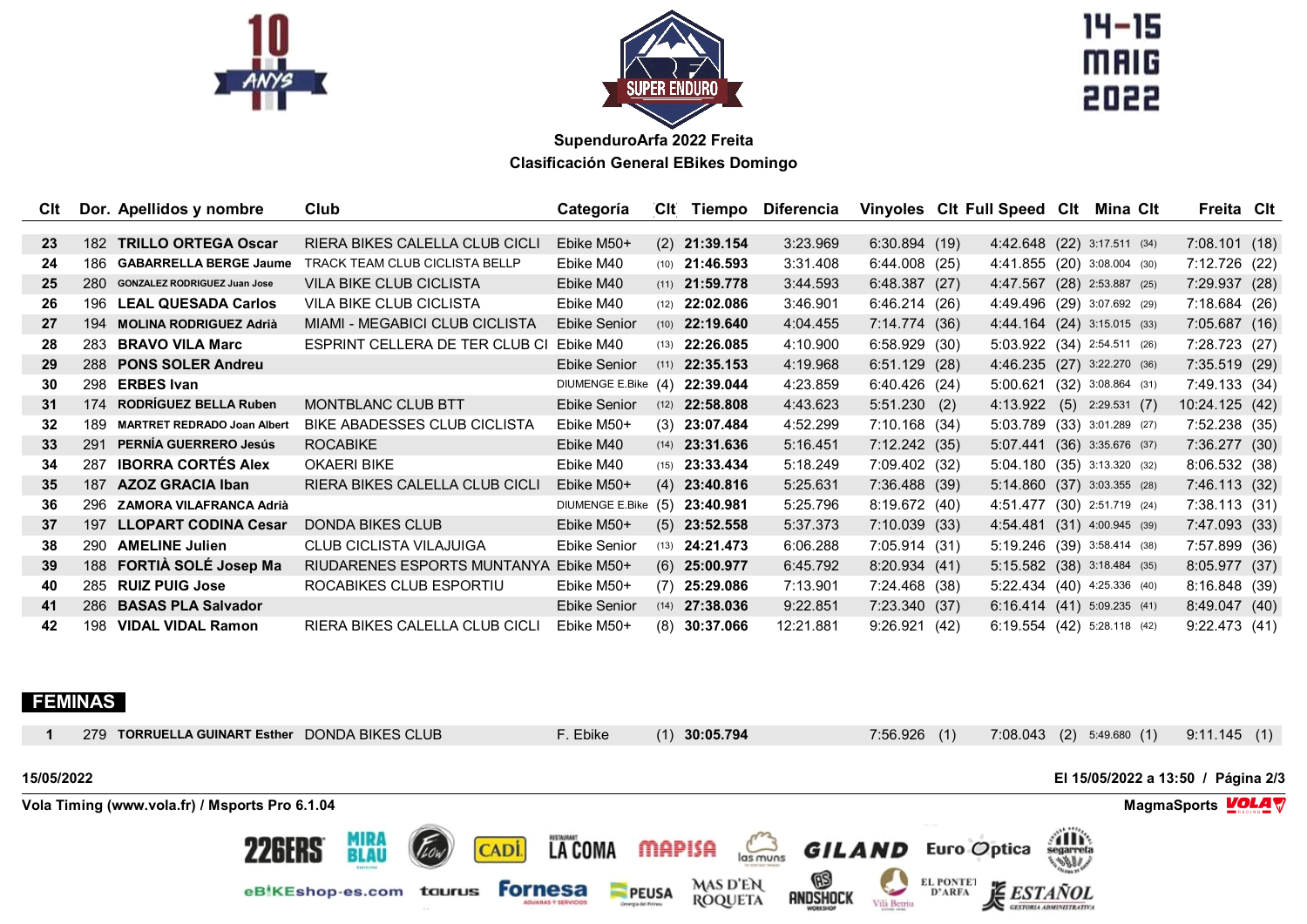**SupenduroArfa 2022 Freita**

**Clasificación General EBikes Domingo**

| Clt | Dor. | Apellidos y nombre | Club | Categoría | Clt | Tiempo | Diferencia | Vinyoles | Clt | Full Speed | Clt | Mina | Clt | Freita | Clt |
|---|---|---|---|---|---|---|---|---|---|---|---|---|---|---|---|
| 23 | 182 | **TRILLO ORTEGA Oscar** | RIERA BIKES CALELLA CLUB CICLI | Ebike M50+ | (2) | **21:39.154** | 3:23.969 | 6:30.894 | (19) | 4:42.648 | (22) | 3:17.511 | (34) | 7:08.101 | (18) |
| 24 | 186 | **GABARRELLA BERGE Jaume** | TRACK TEAM CLUB CICLISTA BELLP | Ebike M40 | (10) | **21:46.593** | 3:31.408 | 6:44.008 | (25) | 4:41.855 | (20) | 3:08.004 | (30) | 7:12.726 | (22) |
| 25 | 280 | **GONZALEZ RODRIGUEZ Juan Jose** | VILA BIKE CLUB CICLISTA | Ebike M40 | (11) | **21:59.778** | 3:44.593 | 6:48.387 | (27) | 4:47.567 | (28) | 2:53.887 | (25) | 7:29.937 | (28) |
| 26 | 196 | **LEAL QUESADA Carlos** | VILA BIKE CLUB CICLISTA | Ebike M40 | (12) | **22:02.086** | 3:46.901 | 6:46.214 | (26) | 4:49.496 | (29) | 3:07.692 | (29) | 7:18.684 | (26) |
| 27 | 194 | **MOLINA RODRIGUEZ Adrià** | MIAMI - MEGABICI CLUB CICLISTA | Ebike Senior | (10) | **22:19.640** | 4:04.455 | 7:14.774 | (36) | 4:44.164 | (24) | 3:15.015 | (33) | 7:05.687 | (16) |
| 28 | 283 | **BRAVO VILA Marc** | ESPRINT CELLERA DE TER CLUB CI | Ebike M40 | (13) | **22:26.085** | 4:10.900 | 6:58.929 | (30) | 5:03.922 | (34) | 2:54.511 | (26) | 7:28.723 | (27) |
| 29 | 288 | **PONS SOLER Andreu** | | Ebike Senior | (11) | **22:35.153** | 4:19.968 | 6:51.129 | (28) | 4:46.235 | (27) | 3:22.270 | (36) | 7:35.519 | (29) |
| 30 | 298 | **ERBES Ivan** | | DIUMENGE E.Bike | (4) | **22:39.044** | 4:23.859 | 6:40.426 | (24) | 5:00.621 | (32) | 3:08.864 | (31) | 7:49.133 | (34) |
| 31 | 174 | **RODRÍGUEZ BELLA Ruben** | MONTBLANC CLUB BTT | Ebike Senior | (12) | **22:58.808** | 4:43.623 | 5:51.230 | (2) | 4:13.922 | (5) | 2:29.531 | (7) | 10:24.125 | (42) |
| 32 | 189 | **MARTRET REDRADO Joan Albert** | BIKE ABADESSES CLUB CICLISTA | Ebike M50+ | (3) | **23:07.484** | 4:52.299 | 7:10.168 | (34) | 5:03.789 | (33) | 3:01.289 | (27) | 7:52.238 | (35) |
| 33 | 291 | **PERNÍA GUERRERO Jesús** | ROCABIKE | Ebike M40 | (14) | **23:31.636** | 5:16.451 | 7:12.242 | (35) | 5:07.441 | (36) | 3:35.676 | (37) | 7:36.277 | (30) |
| 34 | 287 | **IBORRA CORTÉS Alex** | OKAERI BIKE | Ebike M40 | (15) | **23:33.434** | 5:18.249 | 7:09.402 | (32) | 5:04.180 | (35) | 3:13.320 | (32) | 8:06.532 | (38) |
| 35 | 187 | **AZOZ GRACIA Iban** | RIERA BIKES CALELLA CLUB CICLI | Ebike M50+ | (4) | **23:40.816** | 5:25.631 | 7:36.488 | (39) | 5:14.860 | (37) | 3:03.355 | (28) | 7:46.113 | (32) |
| 36 | 296 | **ZAMORA VILAFRANCA Adrià** | | DIUMENGE E.Bike | (5) | **23:40.981** | 5:25.796 | 8:19.672 | (40) | 4:51.477 | (30) | 2:51.719 | (24) | 7:38.113 | (31) |
| 37 | 197 | **LLOPART CODINA Cesar** | DONDA BIKES CLUB | Ebike M50+ | (5) | **23:52.558** | 5:37.373 | 7:10.039 | (33) | 4:54.481 | (31) | 4:00.945 | (39) | 7:47.093 | (33) |
| 38 | 290 | **AMELINE Julien** | CLUB CICLISTA VILAJUIGA | Ebike Senior | (13) | **24:21.473** | 6:06.288 | 7:05.914 | (31) | 5:19.246 | (39) | 3:58.414 | (38) | 7:57.899 | (36) |
| 39 | 188 | **FORTIÀ SOLÉ Josep Ma** | RIUDARENES ESPORTS MUNTANYA | Ebike M50+ | (6) | **25:00.977** | 6:45.792 | 8:20.934 | (41) | 5:15.582 | (38) | 3:18.484 | (35) | 8:05.977 | (37) |
| 40 | 285 | **RUIZ PUIG Jose** | ROCABIKES CLUB ESPORTIU | Ebike M50+ | (7) | **25:29.086** | 7:13.901 | 7:24.468 | (38) | 5:22.434 | (40) | 4:25.336 | (40) | 8:16.848 | (39) |
| 41 | 286 | **BASAS PLA Salvador** | | Ebike Senior | (14) | **27:38.036** | 9:22.851 | 7:23.340 | (37) | 6:16.414 | (41) | 5:09.235 | (41) | 8:49.047 | (40) |
| 42 | 198 | **VIDAL VIDAL Ramon** | RIERA BIKES CALELLA CLUB CICLI | Ebike M50+ | (8) | **30:37.066** | 12:21.881 | 9:26.921 | (42) | 6:19.554 | (42) | 5:28.118 | (42) | 9:22.473 | (41) |

## FEMINAS

| Clt | Dor. | Apellidos y nombre | Club | Categoría | Clt | Tiempo | Diferencia | Vinyoles | Clt | Full Speed | Clt | Mina | Clt | Freita | Clt |
|---|---|---|---|---|---|---|---|---|---|---|---|---|---|---|---|
| 1 | 279 | **TORRUELLA GUINART Esther** | DONDA BIKES CLUB | F. Ebike | (1) | **30:05.794** | | 7:56.926 | (1) | 7:08.043 | (2) | 5:49.680 | (1) | 9:11.145 | (1) |

15/05/2022 — El 15/05/2022 a 13:50

Vola Timing (www.vola.fr) / Msports Pro 6.1.04 — MagmaSports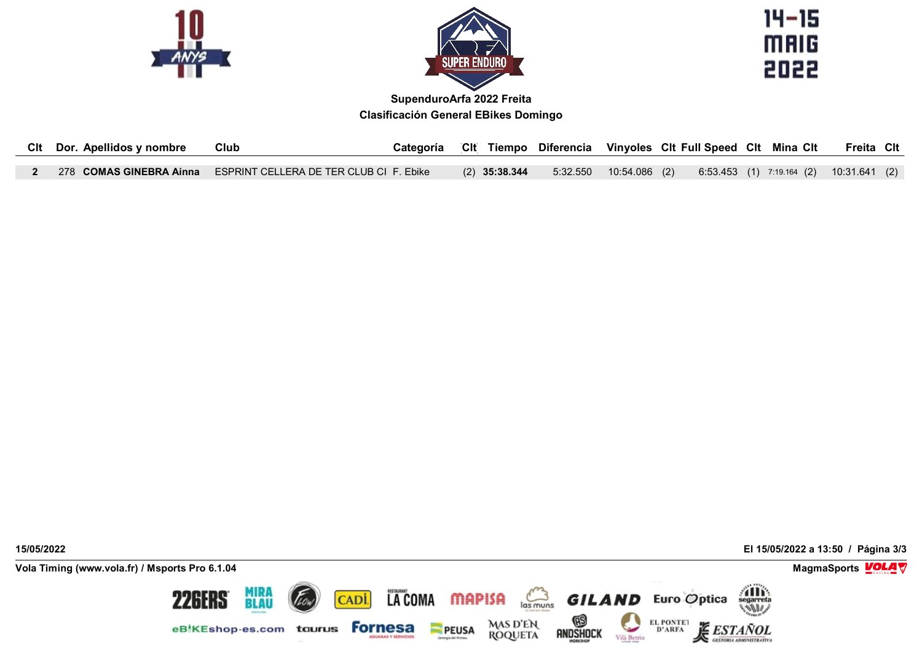14-15 MAIG 2022

## SupenduroArfa 2022 Freita

### Clasificación General EBikes Domingo

| Clt | Dor. | Apellidos y nombre | Club | Categoría | Clt | Tiempo | Diferencia | Vinyoles | Clt | Full Speed | Clt | Mina | Clt | Freita | Clt |
|---|---|---|---|---|---|---|---|---|---|---|---|---|---|---|---|
| **2** | 278 | **COMAS GINEBRA Ainna** | ESPRINT CELLERA DE TER CLUB CI | F. Ebike | (2) | **35:38.344** | 5:32.550 | 10:54.086 | (2) | 6:53.453 | (1) | 7:19.164 | (2) | 10:31.641 | (2) |

15/05/2022

El 15/05/2022 a 13:50

Vola Timing (www.vola.fr) / Msports Pro 6.1.04

MagmaSports